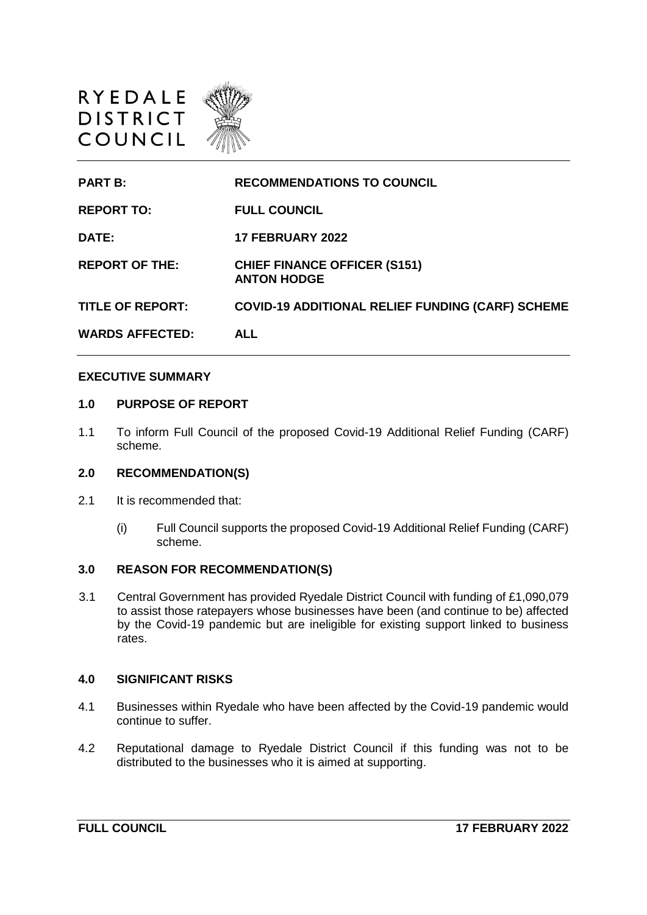RYEDALE DISTRICT COUNCIL

| | |
|---|---|
| **PART B:** | **RECOMMENDATIONS TO COUNCIL** |
| **REPORT TO:** | **FULL COUNCIL** |
| **DATE:** | **17 FEBRUARY 2022** |
| **REPORT OF THE:** | **CHIEF FINANCE OFFICER (S151) ANTON HODGE** |
| **TITLE OF REPORT:** | **COVID-19 ADDITIONAL RELIEF FUNDING (CARF) SCHEME** |
| **WARDS AFFECTED:** | **ALL** |

## EXECUTIVE SUMMARY

### 1.0 PURPOSE OF REPORT

1.1 To inform Full Council of the proposed Covid-19 Additional Relief Funding (CARF) scheme.

### 2.0 RECOMMENDATION(S)

2.1 It is recommended that:

(i) Full Council supports the proposed Covid-19 Additional Relief Funding (CARF) scheme.

### 3.0 REASON FOR RECOMMENDATION(S)

3.1 Central Government has provided Ryedale District Council with funding of £1,090,079 to assist those ratepayers whose businesses have been (and continue to be) affected by the Covid-19 pandemic but are ineligible for existing support linked to business rates.

### 4.0 SIGNIFICANT RISKS

4.1 Businesses within Ryedale who have been affected by the Covid-19 pandemic would continue to suffer.

4.2 Reputational damage to Ryedale District Council if this funding was not to be distributed to the businesses who it is aimed at supporting.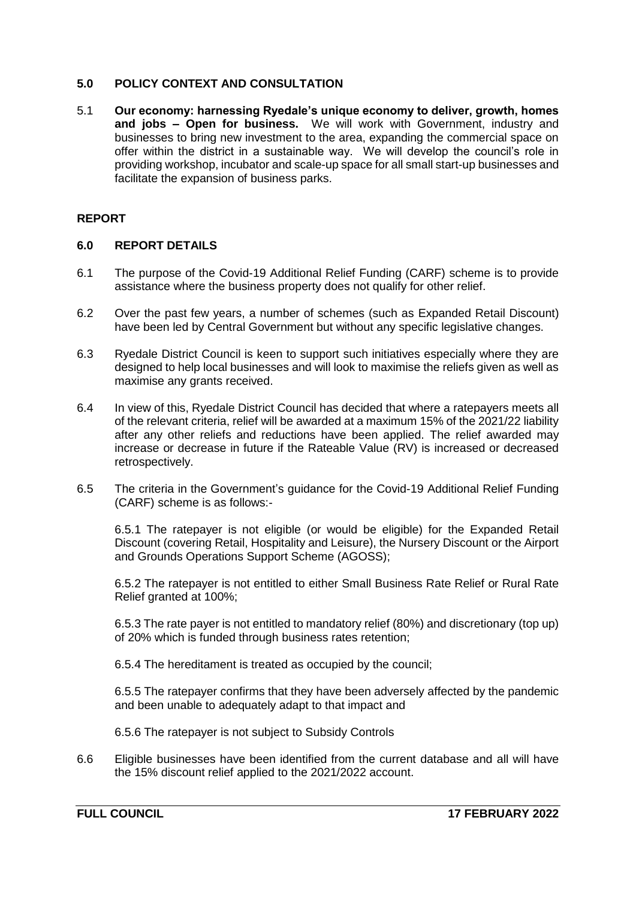## 5.0 POLICY CONTEXT AND CONSULTATION

5.1 **Our economy: harnessing Ryedale's unique economy to deliver, growth, homes and jobs – Open for business.** We will work with Government, industry and businesses to bring new investment to the area, expanding the commercial space on offer within the district in a sustainable way. We will develop the council's role in providing workshop, incubator and scale-up space for all small start-up businesses and facilitate the expansion of business parks.

## REPORT

## 6.0 REPORT DETAILS

6.1 The purpose of the Covid-19 Additional Relief Funding (CARF) scheme is to provide assistance where the business property does not qualify for other relief.

6.2 Over the past few years, a number of schemes (such as Expanded Retail Discount) have been led by Central Government but without any specific legislative changes.

6.3 Ryedale District Council is keen to support such initiatives especially where they are designed to help local businesses and will look to maximise the reliefs given as well as maximise any grants received.

6.4 In view of this, Ryedale District Council has decided that where a ratepayers meets all of the relevant criteria, relief will be awarded at a maximum 15% of the 2021/22 liability after any other reliefs and reductions have been applied. The relief awarded may increase or decrease in future if the Rateable Value (RV) is increased or decreased retrospectively.

6.5 The criteria in the Government's guidance for the Covid-19 Additional Relief Funding (CARF) scheme is as follows:-

6.5.1 The ratepayer is not eligible (or would be eligible) for the Expanded Retail Discount (covering Retail, Hospitality and Leisure), the Nursery Discount or the Airport and Grounds Operations Support Scheme (AGOSS);

6.5.2 The ratepayer is not entitled to either Small Business Rate Relief or Rural Rate Relief granted at 100%;

6.5.3 The rate payer is not entitled to mandatory relief (80%) and discretionary (top up) of 20% which is funded through business rates retention;

6.5.4 The hereditament is treated as occupied by the council;

6.5.5 The ratepayer confirms that they have been adversely affected by the pandemic and been unable to adequately adapt to that impact and

6.5.6 The ratepayer is not subject to Subsidy Controls

6.6 Eligible businesses have been identified from the current database and all will have the 15% discount relief applied to the 2021/2022 account.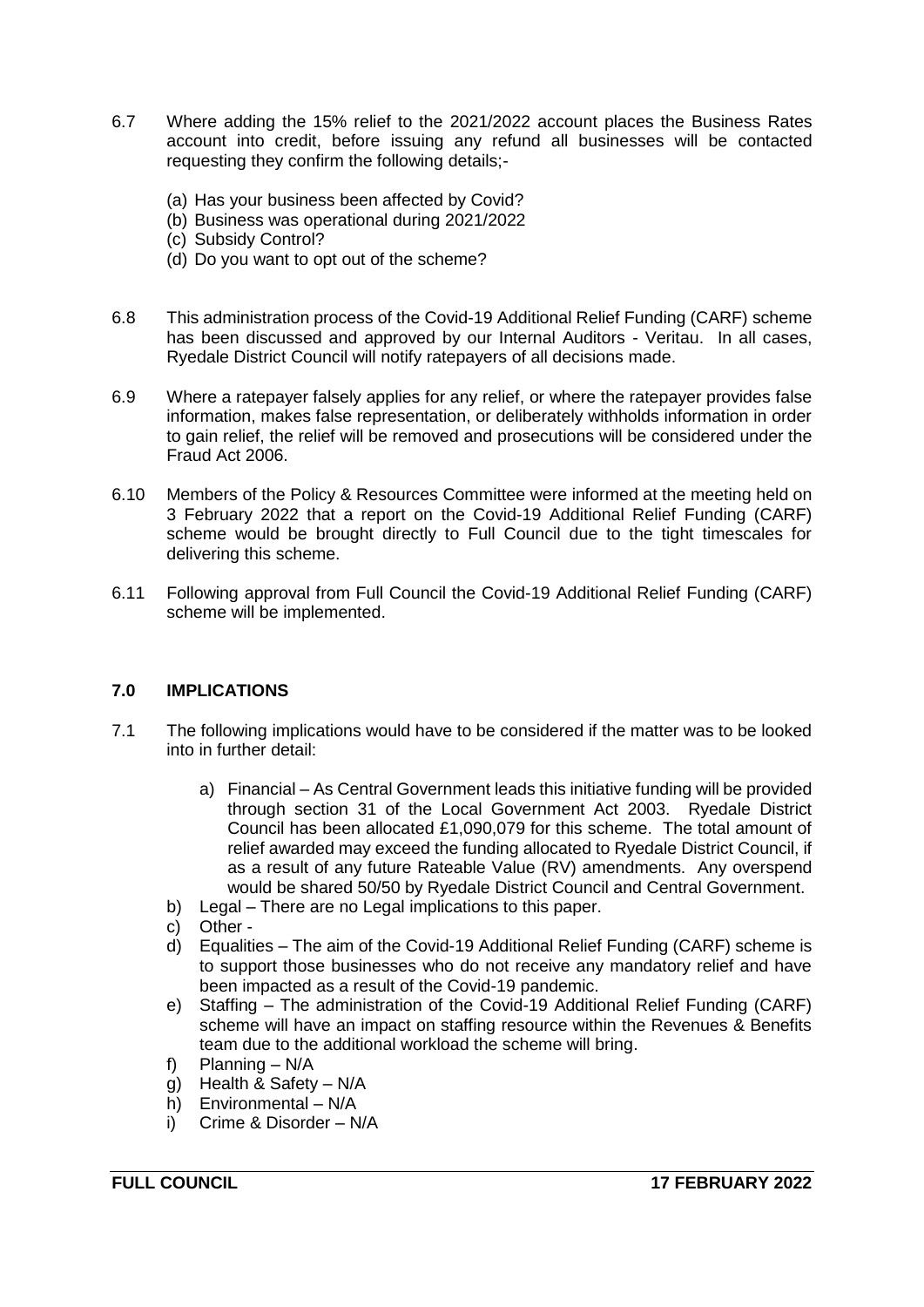6.7 Where adding the 15% relief to the 2021/2022 account places the Business Rates account into credit, before issuing any refund all businesses will be contacted requesting they confirm the following details;-

(a) Has your business been affected by Covid?
(b) Business was operational during 2021/2022
(c) Subsidy Control?
(d) Do you want to opt out of the scheme?

6.8 This administration process of the Covid-19 Additional Relief Funding (CARF) scheme has been discussed and approved by our Internal Auditors - Veritau. In all cases, Ryedale District Council will notify ratepayers of all decisions made.

6.9 Where a ratepayer falsely applies for any relief, or where the ratepayer provides false information, makes false representation, or deliberately withholds information in order to gain relief, the relief will be removed and prosecutions will be considered under the Fraud Act 2006.

6.10 Members of the Policy & Resources Committee were informed at the meeting held on 3 February 2022 that a report on the Covid-19 Additional Relief Funding (CARF) scheme would be brought directly to Full Council due to the tight timescales for delivering this scheme.

6.11 Following approval from Full Council the Covid-19 Additional Relief Funding (CARF) scheme will be implemented.

## 7.0 IMPLICATIONS

7.1 The following implications would have to be considered if the matter was to be looked into in further detail:

a) Financial – As Central Government leads this initiative funding will be provided through section 31 of the Local Government Act 2003. Ryedale District Council has been allocated £1,090,079 for this scheme. The total amount of relief awarded may exceed the funding allocated to Ryedale District Council, if as a result of any future Rateable Value (RV) amendments. Any overspend would be shared 50/50 by Ryedale District Council and Central Government.

b) Legal – There are no Legal implications to this paper.

c) Other -

d) Equalities – The aim of the Covid-19 Additional Relief Funding (CARF) scheme is to support those businesses who do not receive any mandatory relief and have been impacted as a result of the Covid-19 pandemic.

e) Staffing – The administration of the Covid-19 Additional Relief Funding (CARF) scheme will have an impact on staffing resource within the Revenues & Benefits team due to the additional workload the scheme will bring.

f) Planning – N/A

g) Health & Safety – N/A

h) Environmental – N/A

i) Crime & Disorder – N/A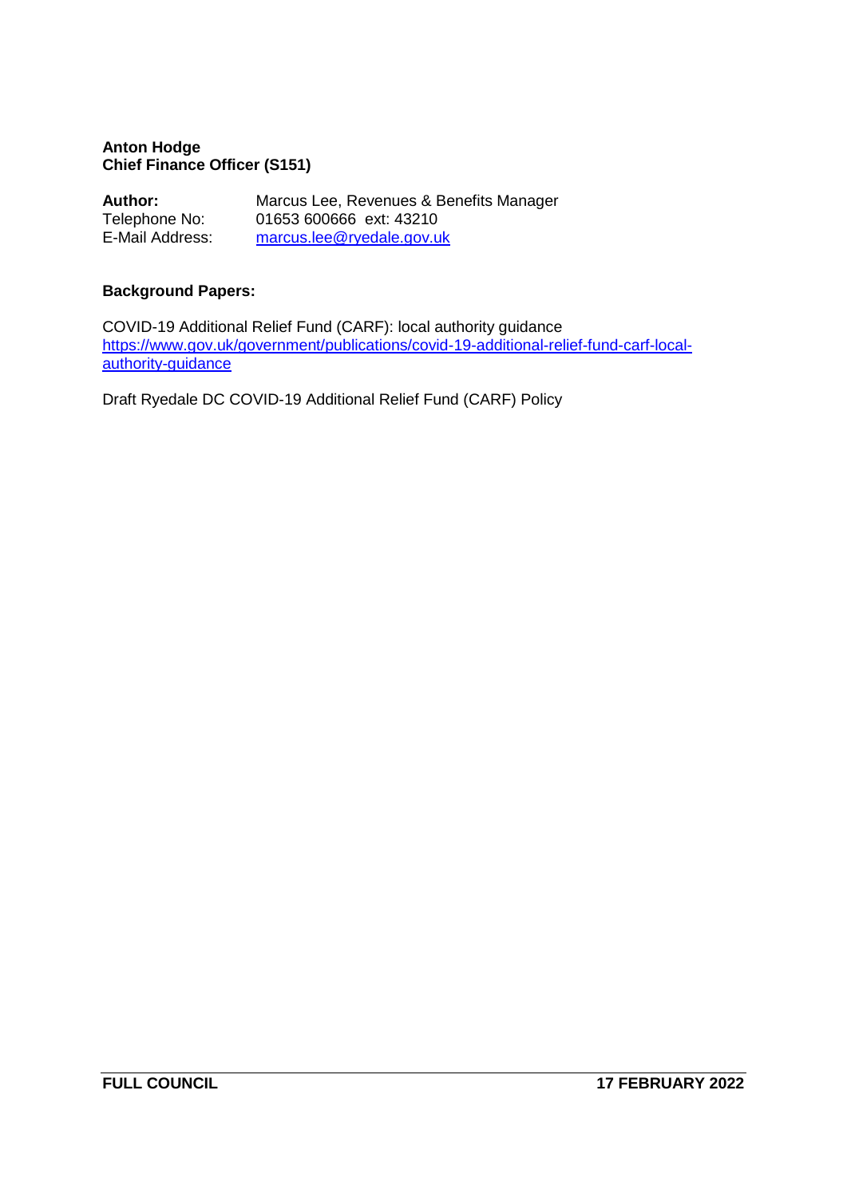**Anton Hodge**
**Chief Finance Officer (S151)**

| | |
|---|---|
| **Author:** | Marcus Lee, Revenues & Benefits Manager |
| Telephone No: | 01653 600666 ext: 43210 |
| E-Mail Address: | [marcus.lee@ryedale.gov.uk](mailto:marcus.lee@ryedale.gov.uk) |

**Background Papers:**

COVID-19 Additional Relief Fund (CARF): local authority guidance
[https://www.gov.uk/government/publications/covid-19-additional-relief-fund-carf-local-authority-guidance](https://www.gov.uk/government/publications/covid-19-additional-relief-fund-carf-local-authority-guidance)

Draft Ryedale DC COVID-19 Additional Relief Fund (CARF) Policy